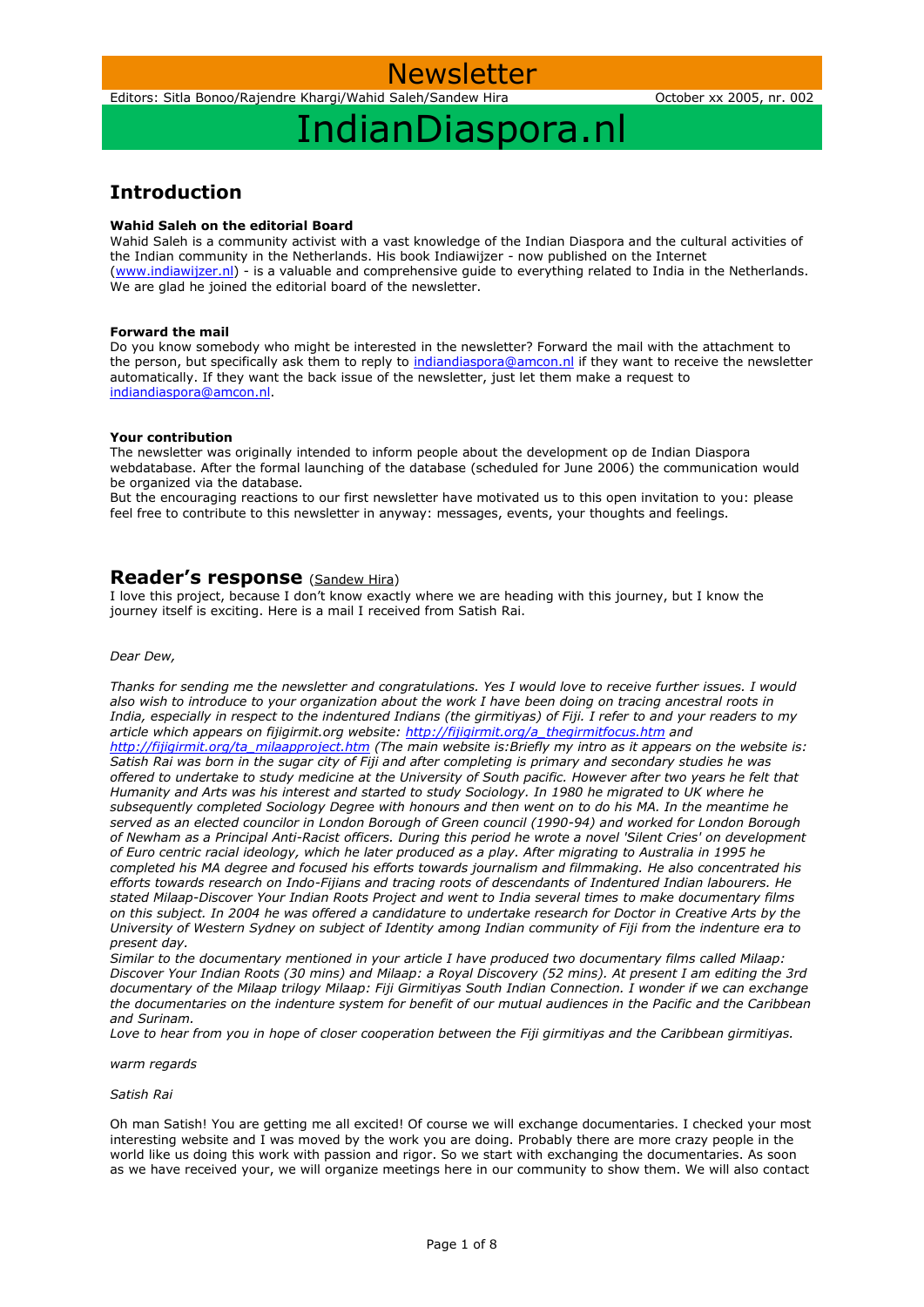# Newsletter

Editors: Sitla Bonoo/Rajendre Khargi/Wahid Saleh/Sandew Hira — October xx 2005, nr. 002

# IndianDiaspora.nl

## Introduction

**Wahid Saleh on the editorial Board**
Wahid Saleh is a community activist with a vast knowledge of the Indian Diaspora and the cultural activities of the Indian community in the Netherlands. His book Indiawijzer - now published on the Internet (www.indiawijzer.nl) - is a valuable and comprehensive guide to everything related to India in the Netherlands. We are glad he joined the editorial board of the newsletter.

**Forward the mail**
Do you know somebody who might be interested in the newsletter? Forward the mail with the attachment to the person, but specifically ask them to reply to indiandiaspora@amcon.nl if they want to receive the newsletter automatically. If they want the back issue of the newsletter, just let them make a request to indiandiaspora@amcon.nl.

**Your contribution**
The newsletter was originally intended to inform people about the development op de Indian Diaspora webdatabase. After the formal launching of the database (scheduled for June 2006) the communication would be organized via the database.
But the encouraging reactions to our first newsletter have motivated us to this open invitation to you: please feel free to contribute to this newsletter in anyway: messages, events, your thoughts and feelings.

## Reader's response (Sandew Hira)

I love this project, because I don't know exactly where we are heading with this journey, but I know the journey itself is exciting. Here is a mail I received from Satish Rai.

*Dear Dew,*

*Thanks for sending me the newsletter and congratulations. Yes I would love to receive further issues. I would also wish to introduce to your organization about the work I have been doing on tracing ancestral roots in India, especially in respect to the indentured Indians (the girmitiyas) of Fiji. I refer to and your readers to my article which appears on fijigirmit.org website: http://fijigirmit.org/a_thegirmitfocus.htm and http://fijigirmit.org/ta_milaapproject.htm (The main website is:Briefly my intro as it appears on the website is: Satish Rai was born in the sugar city of Fiji and after completing is primary and secondary studies he was offered to undertake to study medicine at the University of South pacific. However after two years he felt that Humanity and Arts was his interest and started to study Sociology. In 1980 he migrated to UK where he subsequently completed Sociology Degree with honours and then went on to do his MA. In the meantime he served as an elected councilor in London Borough of Green council (1990-94) and worked for London Borough of Newham as a Principal Anti-Racist officers. During this period he wrote a novel 'Silent Cries' on development of Euro centric racial ideology, which he later produced as a play. After migrating to Australia in 1995 he completed his MA degree and focused his efforts towards journalism and filmmaking. He also concentrated his efforts towards research on Indo-Fijians and tracing roots of descendants of Indentured Indian labourers. He stated Milaap-Discover Your Indian Roots Project and went to India several times to make documentary films on this subject. In 2004 he was offered a candidature to undertake research for Doctor in Creative Arts by the University of Western Sydney on subject of Identity among Indian community of Fiji from the indenture era to present day.*
*Similar to the documentary mentioned in your article I have produced two documentary films called Milaap: Discover Your Indian Roots (30 mins) and Milaap: a Royal Discovery (52 mins). At present I am editing the 3rd documentary of the Milaap trilogy Milaap: Fiji Girmitiyas South Indian Connection. I wonder if we can exchange the documentaries on the indenture system for benefit of our mutual audiences in the Pacific and the Caribbean and Surinam.*
*Love to hear from you in hope of closer cooperation between the Fiji girmitiyas and the Caribbean girmitiyas.*

*warm regards*

*Satish Rai*

Oh man Satish! You are getting me all excited! Of course we will exchange documentaries. I checked your most interesting website and I was moved by the work you are doing. Probably there are more crazy people in the world like us doing this work with passion and rigor. So we start with exchanging the documentaries. As soon as we have received your, we will organize meetings here in our community to show them. We will also contact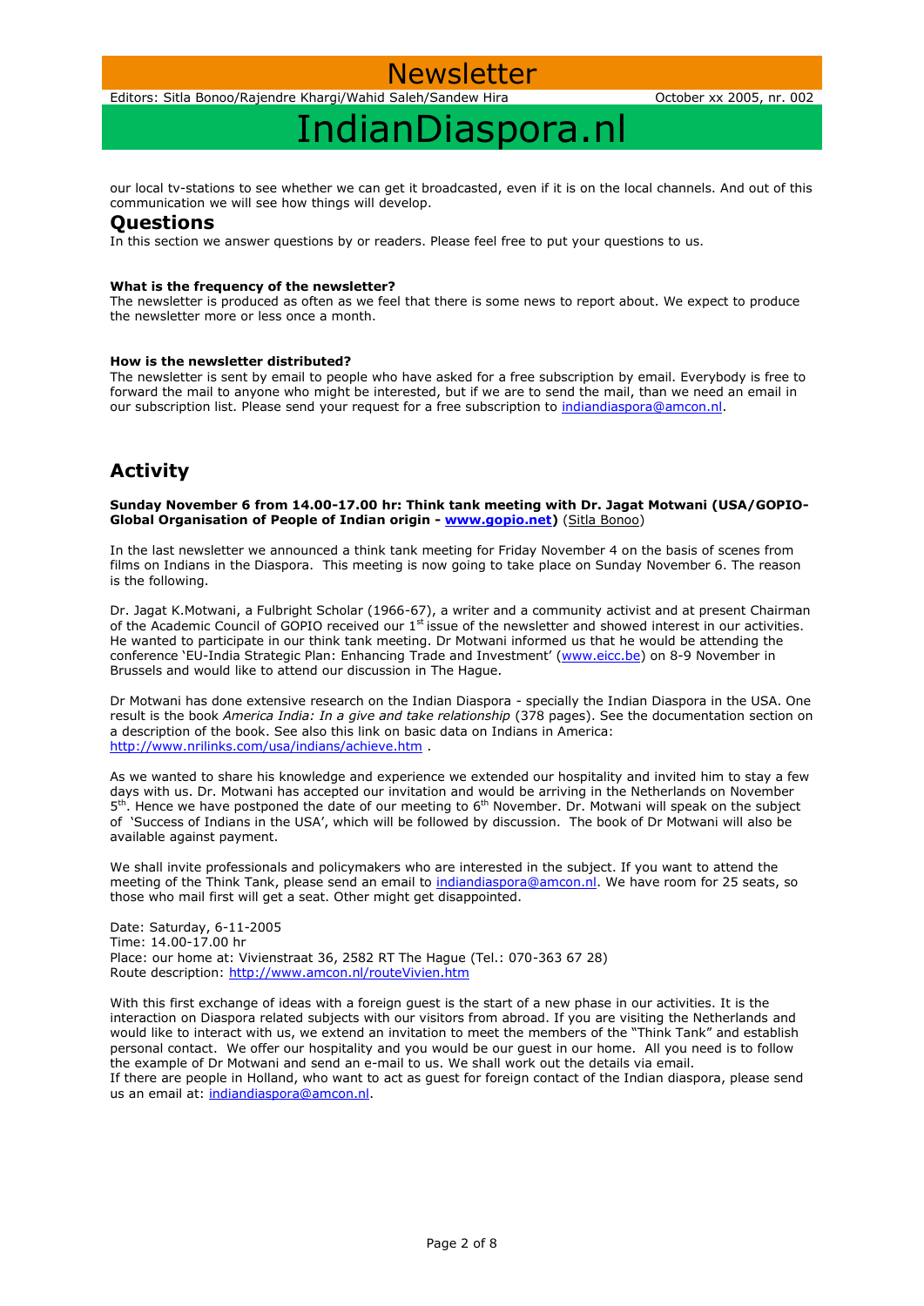our local tv-stations to see whether we can get it broadcasted, even if it is on the local channels. And out of this communication we will see how things will develop.

## Questions

In this section we answer questions by or readers. Please feel free to put your questions to us.

**What is the frequency of the newsletter?**
The newsletter is produced as often as we feel that there is some news to report about. We expect to produce the newsletter more or less once a month.

**How is the newsletter distributed?**
The newsletter is sent by email to people who have asked for a free subscription by email. Everybody is free to forward the mail to anyone who might be interested, but if we are to send the mail, than we need an email in our subscription list. Please send your request for a free subscription to indiandiaspora@amcon.nl.

## Activity

**Sunday November 6 from 14.00-17.00 hr: Think tank meeting with Dr. Jagat Motwani (USA/GOPIO-Global Organisation of People of Indian origin - www.gopio.net)** (Sitla Bonoo)

In the last newsletter we announced a think tank meeting for Friday November 4 on the basis of scenes from films on Indians in the Diaspora. This meeting is now going to take place on Sunday November 6. The reason is the following.

Dr. Jagat K.Motwani, a Fulbright Scholar (1966-67), a writer and a community activist and at present Chairman of the Academic Council of GOPIO received our 1st issue of the newsletter and showed interest in our activities. He wanted to participate in our think tank meeting. Dr Motwani informed us that he would be attending the conference 'EU-India Strategic Plan: Enhancing Trade and Investment' (www.eicc.be) on 8-9 November in Brussels and would like to attend our discussion in The Hague.

Dr Motwani has done extensive research on the Indian Diaspora - specially the Indian Diaspora in the USA. One result is the book *America India: In a give and take relationship* (378 pages). See the documentation section on a description of the book. See also this link on basic data on Indians in America: http://www.nrilinks.com/usa/indians/achieve.htm .

As we wanted to share his knowledge and experience we extended our hospitality and invited him to stay a few days with us. Dr. Motwani has accepted our invitation and would be arriving in the Netherlands on November 5th. Hence we have postponed the date of our meeting to 6th November. Dr. Motwani will speak on the subject of 'Success of Indians in the USA', which will be followed by discussion. The book of Dr Motwani will also be available against payment.

We shall invite professionals and policymakers who are interested in the subject. If you want to attend the meeting of the Think Tank, please send an email to indiandiaspora@amcon.nl. We have room for 25 seats, so those who mail first will get a seat. Other might get disappointed.

Date: Saturday, 6-11-2005
Time: 14.00-17.00 hr
Place: our home at: Vivienstraat 36, 2582 RT The Hague (Tel.: 070-363 67 28)
Route description: http://www.amcon.nl/routeVivien.htm

With this first exchange of ideas with a foreign guest is the start of a new phase in our activities. It is the interaction on Diaspora related subjects with our visitors from abroad. If you are visiting the Netherlands and would like to interact with us, we extend an invitation to meet the members of the "Think Tank" and establish personal contact. We offer our hospitality and you would be our guest in our home. All you need is to follow the example of Dr Motwani and send an e-mail to us. We shall work out the details via email.
If there are people in Holland, who want to act as guest for foreign contact of the Indian diaspora, please send us an email at: indiandiaspora@amcon.nl.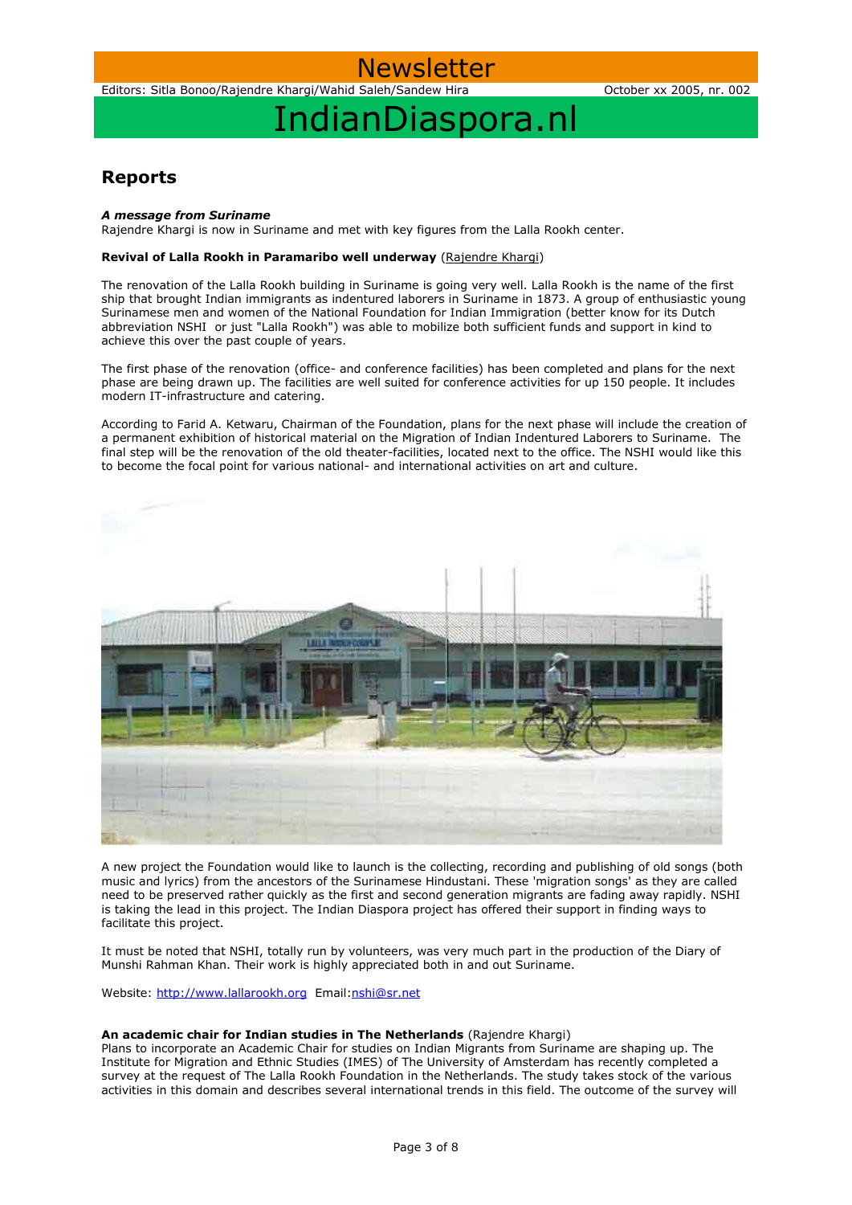# Newsletter

Editors: Sitla Bonoo/Rajendre Khargi/Wahid Saleh/Sandew Hira

October xx 2005, nr. 002

# IndianDiaspora.nl

## Reports

***A message from Suriname***

Rajendre Khargi is now in Suriname and met with key figures from the Lalla Rookh center.

**Revival of Lalla Rookh in Paramaribo well underway** (Rajendre Khargi)

The renovation of the Lalla Rookh building in Suriname is going very well. Lalla Rookh is the name of the first ship that brought Indian immigrants as indentured laborers in Suriname in 1873. A group of enthusiastic young Surinamese men and women of the National Foundation for Indian Immigration (better know for its Dutch abbreviation NSHI or just "Lalla Rookh") was able to mobilize both sufficient funds and support in kind to achieve this over the past couple of years.

The first phase of the renovation (office- and conference facilities) has been completed and plans for the next phase are being drawn up. The facilities are well suited for conference activities for up 150 people. It includes modern IT-infrastructure and catering.

According to Farid A. Ketwaru, Chairman of the Foundation, plans for the next phase will include the creation of a permanent exhibition of historical material on the Migration of Indian Indentured Laborers to Suriname. The final step will be the renovation of the old theater-facilities, located next to the office. The NSHI would like this to become the focal point for various national- and international activities on art and culture.

A new project the Foundation would like to launch is the collecting, recording and publishing of old songs (both music and lyrics) from the ancestors of the Surinamese Hindustani. These 'migration songs' as they are called need to be preserved rather quickly as the first and second generation migrants are fading away rapidly. NSHI is taking the lead in this project. The Indian Diaspora project has offered their support in finding ways to facilitate this project.

It must be noted that NSHI, totally run by volunteers, was very much part in the production of the Diary of Munshi Rahman Khan. Their work is highly appreciated both in and out Suriname.

Website: http://www.lallarookh.org Email:nshi@sr.net

**An academic chair for Indian studies in The Netherlands** (Rajendre Khargi)

Plans to incorporate an Academic Chair for studies on Indian Migrants from Suriname are shaping up. The Institute for Migration and Ethnic Studies (IMES) of The University of Amsterdam has recently completed a survey at the request of The Lalla Rookh Foundation in the Netherlands. The study takes stock of the various activities in this domain and describes several international trends in this field. The outcome of the survey will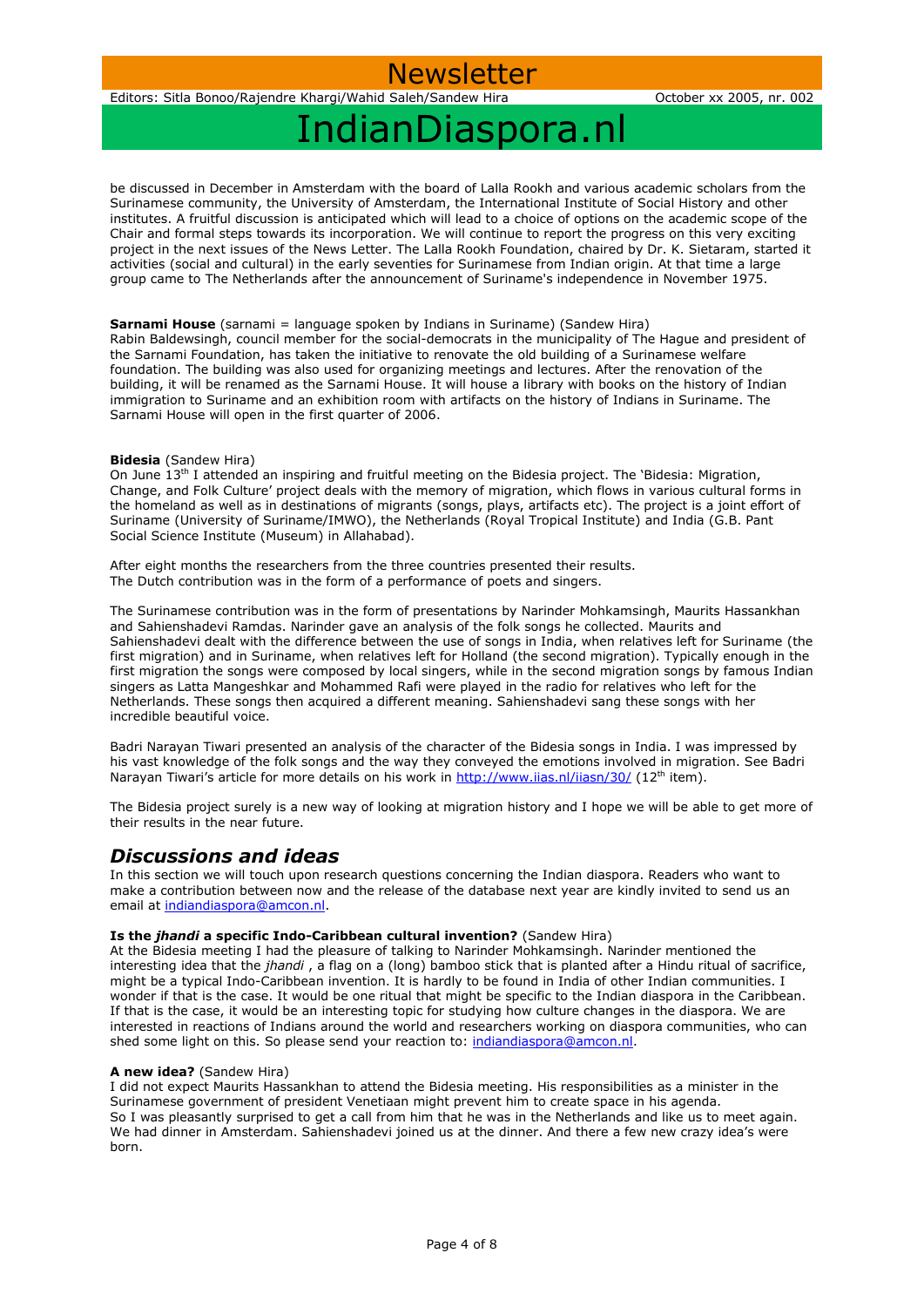be discussed in December in Amsterdam with the board of Lalla Rookh and various academic scholars from the Surinamese community, the University of Amsterdam, the International Institute of Social History and other institutes. A fruitful discussion is anticipated which will lead to a choice of options on the academic scope of the Chair and formal steps towards its incorporation. We will continue to report the progress on this very exciting project in the next issues of the News Letter. The Lalla Rookh Foundation, chaired by Dr. K. Sietaram, started it activities (social and cultural) in the early seventies for Surinamese from Indian origin. At that time a large group came to The Netherlands after the announcement of Suriname's independence in November 1975.

**Sarnami House** (sarnami = language spoken by Indians in Suriname) (Sandew Hira)
Rabin Baldewsingh, council member for the social-democrats in the municipality of The Hague and president of the Sarnami Foundation, has taken the initiative to renovate the old building of a Surinamese welfare foundation. The building was also used for organizing meetings and lectures. After the renovation of the building, it will be renamed as the Sarnami House. It will house a library with books on the history of Indian immigration to Suriname and an exhibition room with artifacts on the history of Indians in Suriname. The Sarnami House will open in the first quarter of 2006.

**Bidesia** (Sandew Hira)
On June 13th I attended an inspiring and fruitful meeting on the Bidesia project. The 'Bidesia: Migration, Change, and Folk Culture' project deals with the memory of migration, which flows in various cultural forms in the homeland as well as in destinations of migrants (songs, plays, artifacts etc). The project is a joint effort of Suriname (University of Suriname/IMWO), the Netherlands (Royal Tropical Institute) and India (G.B. Pant Social Science Institute (Museum) in Allahabad).

After eight months the researchers from the three countries presented their results.
The Dutch contribution was in the form of a performance of poets and singers.

The Surinamese contribution was in the form of presentations by Narinder Mohkamsingh, Maurits Hassankhan and Sahienshadevi Ramdas. Narinder gave an analysis of the folk songs he collected. Maurits and Sahienshadevi dealt with the difference between the use of songs in India, when relatives left for Suriname (the first migration) and in Suriname, when relatives left for Holland (the second migration). Typically enough in the first migration the songs were composed by local singers, while in the second migration songs by famous Indian singers as Latta Mangeshkar and Mohammed Rafi were played in the radio for relatives who left for the Netherlands. These songs then acquired a different meaning. Sahienshadevi sang these songs with her incredible beautiful voice.

Badri Narayan Tiwari presented an analysis of the character of the Bidesia songs in India. I was impressed by his vast knowledge of the folk songs and the way they conveyed the emotions involved in migration. See Badri Narayan Tiwari's article for more details on his work in http://www.iias.nl/iiasn/30/ (12th item).

The Bidesia project surely is a new way of looking at migration history and I hope we will be able to get more of their results in the near future.

## *Discussions and ideas*

In this section we will touch upon research questions concerning the Indian diaspora. Readers who want to make a contribution between now and the release of the database next year are kindly invited to send us an email at indiandiaspora@amcon.nl.

**Is the *jhandi* a specific Indo-Caribbean cultural invention?** (Sandew Hira)
At the Bidesia meeting I had the pleasure of talking to Narinder Mohkamsingh. Narinder mentioned the interesting idea that the *jhandi* , a flag on a (long) bamboo stick that is planted after a Hindu ritual of sacrifice, might be a typical Indo-Caribbean invention. It is hardly to be found in India of other Indian communities. I wonder if that is the case. It would be one ritual that might be specific to the Indian diaspora in the Caribbean. If that is the case, it would be an interesting topic for studying how culture changes in the diaspora. We are interested in reactions of Indians around the world and researchers working on diaspora communities, who can shed some light on this. So please send your reaction to: indiandiaspora@amcon.nl.

**A new idea?** (Sandew Hira)
I did not expect Maurits Hassankhan to attend the Bidesia meeting. His responsibilities as a minister in the Surinamese government of president Venetiaan might prevent him to create space in his agenda.
So I was pleasantly surprised to get a call from him that he was in the Netherlands and like us to meet again. We had dinner in Amsterdam. Sahienshadevi joined us at the dinner. And there a few new crazy idea's were born.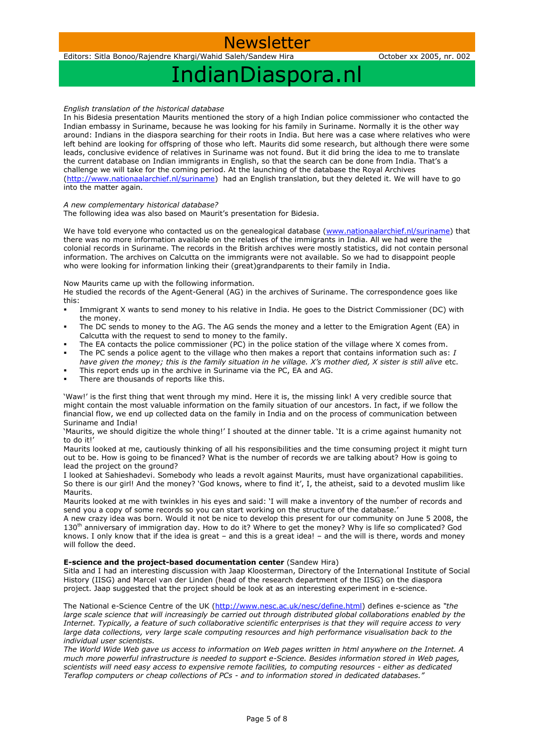# Newsletter

Editors: Sitla Bonoo/Rajendre Khargi/Wahid Saleh/Sandew Hira October xx 2005, nr. 002

# IndianDiaspora.nl

*English translation of the historical database*

In his Bidesia presentation Maurits mentioned the story of a high Indian police commissioner who contacted the Indian embassy in Suriname, because he was looking for his family in Suriname. Normally it is the other way around: Indians in the diaspora searching for their roots in India. But here was a case where relatives who were left behind are looking for offspring of those who left. Maurits did some research, but although there were some leads, conclusive evidence of relatives in Suriname was not found. But it did bring the idea to me to translate the current database on Indian immigrants in English, so that the search can be done from India. That's a challenge we will take for the coming period. At the launching of the database the Royal Archives (http://www.nationaalarchief.nl/suriname) had an English translation, but they deleted it. We will have to go into the matter again.

*A new complementary historical database?*

The following idea was also based on Maurit's presentation for Bidesia.

We have told everyone who contacted us on the genealogical database (www.nationaalarchief.nl/suriname) that there was no more information available on the relatives of the immigrants in India. All we had were the colonial records in Suriname. The records in the British archives were mostly statistics, did not contain personal information. The archives on Calcutta on the immigrants were not available. So we had to disappoint people who were looking for information linking their (great)grandparents to their family in India.

Now Maurits came up with the following information.

He studied the records of the Agent-General (AG) in the archives of Suriname. The correspondence goes like this:

- Immigrant X wants to send money to his relative in India. He goes to the District Commissioner (DC) with the money.
- The DC sends to money to the AG. The AG sends the money and a letter to the Emigration Agent (EA) in Calcutta with the request to send to money to the family.
- The EA contacts the police commissioner (PC) in the police station of the village where X comes from.
- The PC sends a police agent to the village who then makes a report that contains information such as: *I have given the money; this is the family situation in he village. X's mother died, X sister is still alive* etc.
- This report ends up in the archive in Suriname via the PC, EA and AG.
- There are thousands of reports like this.

'Waw!' is the first thing that went through my mind. Here it is, the missing link! A very credible source that might contain the most valuable information on the family situation of our ancestors. In fact, if we follow the financial flow, we end up collected data on the family in India and on the process of communication between Suriname and India!

'Maurits, we should digitize the whole thing!' I shouted at the dinner table. 'It is a crime against humanity not to do it!'

Maurits looked at me, cautiously thinking of all his responsibilities and the time consuming project it might turn out to be. How is going to be financed? What is the number of records we are talking about? How is going to lead the project on the ground?

I looked at Sahieshadevi. Somebody who leads a revolt against Maurits, must have organizational capabilities. So there is our girl! And the money? 'God knows, where to find it', I, the atheist, said to a devoted muslim like Maurits.

Maurits looked at me with twinkles in his eyes and said: 'I will make a inventory of the number of records and send you a copy of some records so you can start working on the structure of the database.'

A new crazy idea was born. Would it not be nice to develop this present for our community on June 5 2008, the 130th anniversary of immigration day. How to do it? Where to get the money? Why is life so complicated? God knows. I only know that if the idea is great – and this is a great idea! – and the will is there, words and money will follow the deed.

**E-science and the project-based documentation center** (Sandew Hira)

Sitla and I had an interesting discussion with Jaap Kloosterman, Directory of the International Institute of Social History (IISG) and Marcel van der Linden (head of the research department of the IISG) on the diaspora project. Jaap suggested that the project should be look at as an interesting experiment in e-science.

The National e-Science Centre of the UK (http://www.nesc.ac.uk/nesc/define.html) defines e-science as *"the large scale science that will increasingly be carried out through distributed global collaborations enabled by the Internet. Typically, a feature of such collaborative scientific enterprises is that they will require access to very large data collections, very large scale computing resources and high performance visualisation back to the individual user scientists.*

*The World Wide Web gave us access to information on Web pages written in html anywhere on the Internet. A much more powerful infrastructure is needed to support e-Science. Besides information stored in Web pages, scientists will need easy access to expensive remote facilities, to computing resources - either as dedicated Teraflop computers or cheap collections of PCs - and to information stored in dedicated databases."*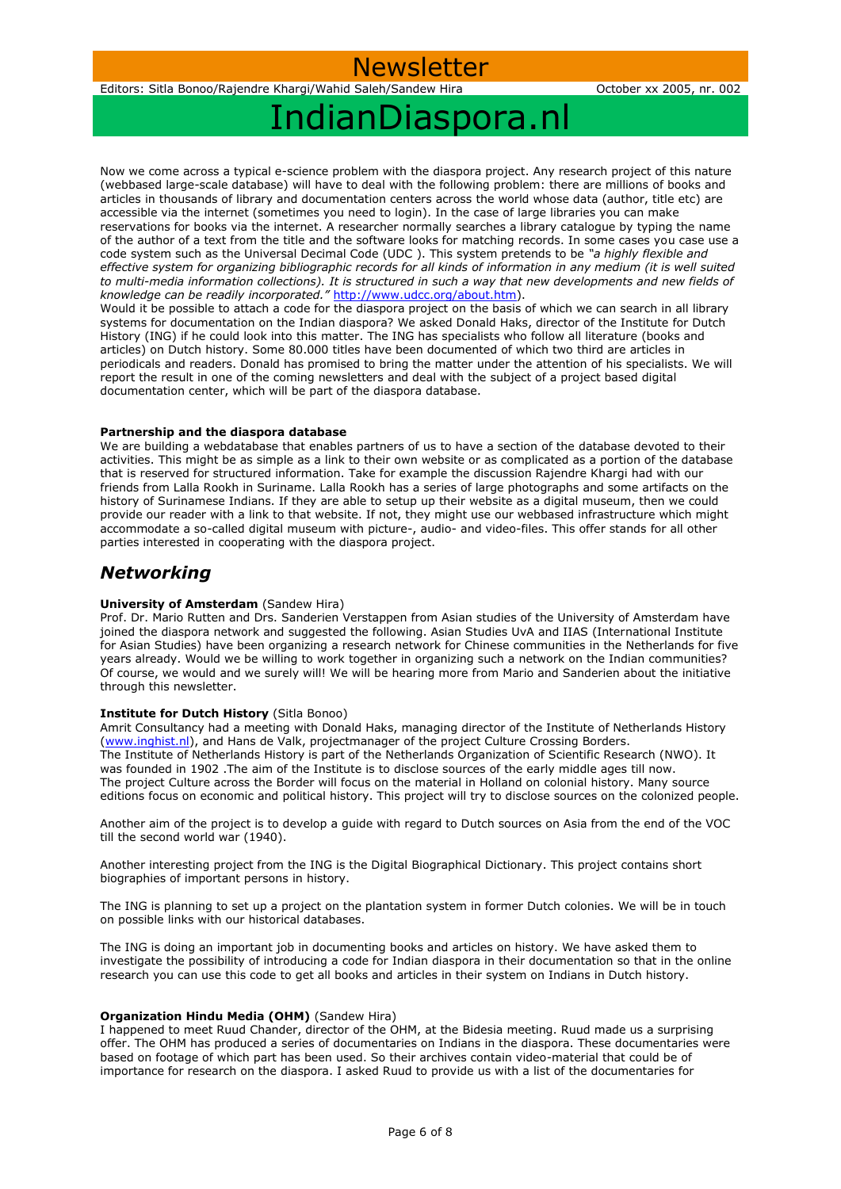Now we come across a typical e-science problem with the diaspora project. Any research project of this nature (webbased large-scale database) will have to deal with the following problem: there are millions of books and articles in thousands of library and documentation centers across the world whose data (author, title etc) are accessible via the internet (sometimes you need to login). In the case of large libraries you can make reservations for books via the internet. A researcher normally searches a library catalogue by typing the name of the author of a text from the title and the software looks for matching records. In some cases you case use a code system such as the Universal Decimal Code (UDC ). This system pretends to be *"a highly flexible and effective system for organizing bibliographic records for all kinds of information in any medium (it is well suited to multi-media information collections). It is structured in such a way that new developments and new fields of knowledge can be readily incorporated."* http://www.udcc.org/about.htm).
Would it be possible to attach a code for the diaspora project on the basis of which we can search in all library systems for documentation on the Indian diaspora? We asked Donald Haks, director of the Institute for Dutch History (ING) if he could look into this matter. The ING has specialists who follow all literature (books and articles) on Dutch history. Some 80.000 titles have been documented of which two third are articles in periodicals and readers. Donald has promised to bring the matter under the attention of his specialists. We will report the result in one of the coming newsletters and deal with the subject of a project based digital documentation center, which will be part of the diaspora database.

**Partnership and the diaspora database**
We are building a webdatabase that enables partners of us to have a section of the database devoted to their activities. This might be as simple as a link to their own website or as complicated as a portion of the database that is reserved for structured information. Take for example the discussion Rajendre Khargi had with our friends from Lalla Rookh in Suriname. Lalla Rookh has a series of large photographs and some artifacts on the history of Surinamese Indians. If they are able to setup up their website as a digital museum, then we could provide our reader with a link to that website. If not, they might use our webbased infrastructure which might accommodate a so-called digital museum with picture-, audio- and video-files. This offer stands for all other parties interested in cooperating with the diaspora project.

## *Networking*

**University of Amsterdam** (Sandew Hira)
Prof. Dr. Mario Rutten and Drs. Sanderien Verstappen from Asian studies of the University of Amsterdam have joined the diaspora network and suggested the following. Asian Studies UvA and IIAS (International Institute for Asian Studies) have been organizing a research network for Chinese communities in the Netherlands for five years already. Would we be willing to work together in organizing such a network on the Indian communities? Of course, we would and we surely will! We will be hearing more from Mario and Sanderien about the initiative through this newsletter.

**Institute for Dutch History** (Sitla Bonoo)
Amrit Consultancy had a meeting with Donald Haks, managing director of the Institute of Netherlands History (www.inghist.nl), and Hans de Valk, projectmanager of the project Culture Crossing Borders.
The Institute of Netherlands History is part of the Netherlands Organization of Scientific Research (NWO). It was founded in 1902 .The aim of the Institute is to disclose sources of the early middle ages till now.
The project Culture across the Border will focus on the material in Holland on colonial history. Many source editions focus on economic and political history. This project will try to disclose sources on the colonized people.

Another aim of the project is to develop a guide with regard to Dutch sources on Asia from the end of the VOC till the second world war (1940).

Another interesting project from the ING is the Digital Biographical Dictionary. This project contains short biographies of important persons in history.

The ING is planning to set up a project on the plantation system in former Dutch colonies. We will be in touch on possible links with our historical databases.

The ING is doing an important job in documenting books and articles on history. We have asked them to investigate the possibility of introducing a code for Indian diaspora in their documentation so that in the online research you can use this code to get all books and articles in their system on Indians in Dutch history.

**Organization Hindu Media (OHM)** (Sandew Hira)
I happened to meet Ruud Chander, director of the OHM, at the Bidesia meeting. Ruud made us a surprising offer. The OHM has produced a series of documentaries on Indians in the diaspora. These documentaries were based on footage of which part has been used. So their archives contain video-material that could be of importance for research on the diaspora. I asked Ruud to provide us with a list of the documentaries for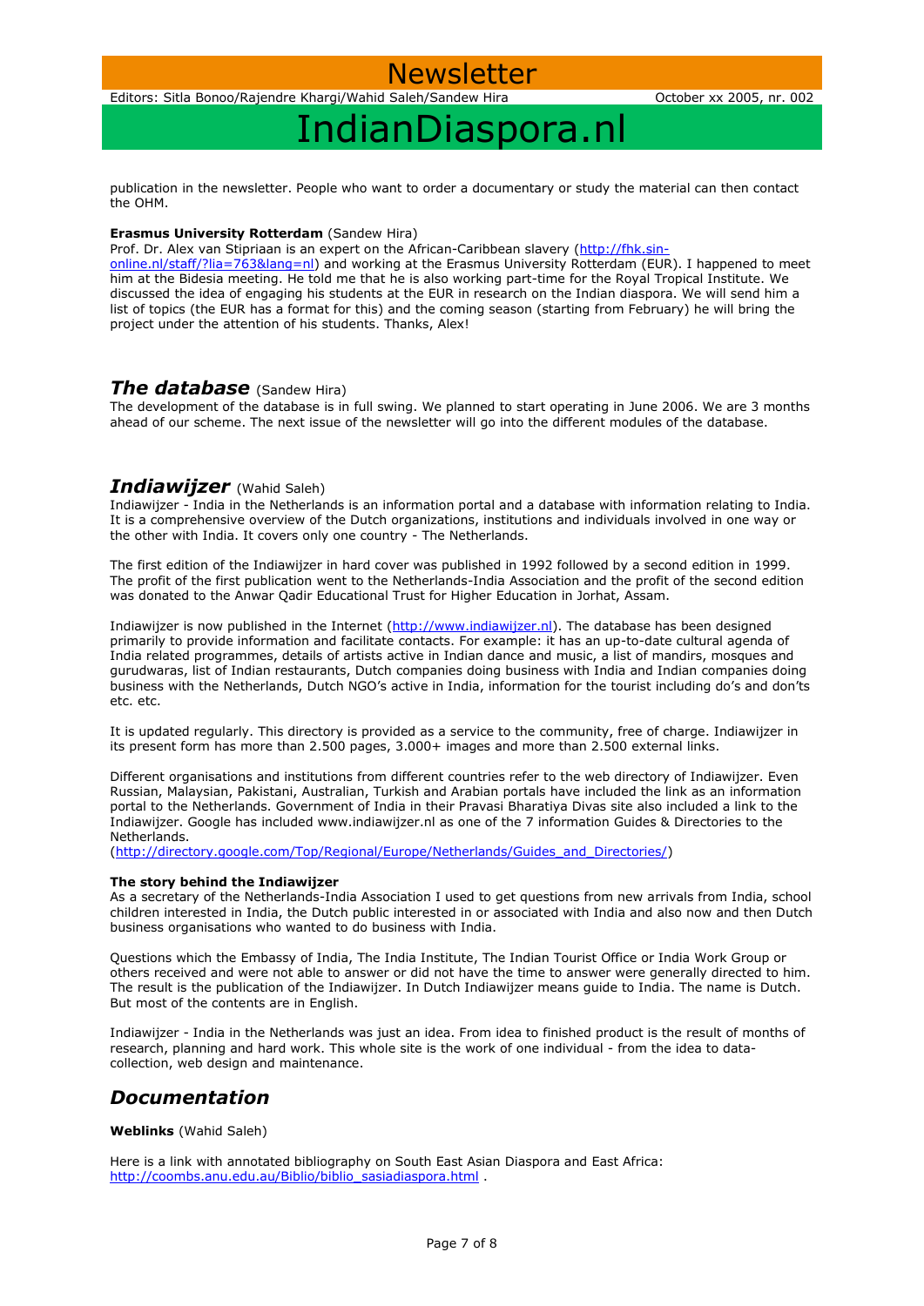publication in the newsletter. People who want to order a documentary or study the material can then contact the OHM.

**Erasmus University Rotterdam** (Sandew Hira)
Prof. Dr. Alex van Stipriaan is an expert on the African-Caribbean slavery (http://fhk.sin-online.nl/staff/?lia=763&lang=nl) and working at the Erasmus University Rotterdam (EUR). I happened to meet him at the Bidesia meeting. He told me that he is also working part-time for the Royal Tropical Institute. We discussed the idea of engaging his students at the EUR in research on the Indian diaspora. We will send him a list of topics (the EUR has a format for this) and the coming season (starting from February) he will bring the project under the attention of his students. Thanks, Alex!

## *The database* (Sandew Hira)

The development of the database is in full swing. We planned to start operating in June 2006. We are 3 months ahead of our scheme. The next issue of the newsletter will go into the different modules of the database.

## *Indiawijzer* (Wahid Saleh)

Indiawijzer - India in the Netherlands is an information portal and a database with information relating to India. It is a comprehensive overview of the Dutch organizations, institutions and individuals involved in one way or the other with India. It covers only one country - The Netherlands.

The first edition of the Indiawijzer in hard cover was published in 1992 followed by a second edition in 1999. The profit of the first publication went to the Netherlands-India Association and the profit of the second edition was donated to the Anwar Qadir Educational Trust for Higher Education in Jorhat, Assam.

Indiawijzer is now published in the Internet (http://www.indiawijzer.nl). The database has been designed primarily to provide information and facilitate contacts. For example: it has an up-to-date cultural agenda of India related programmes, details of artists active in Indian dance and music, a list of mandirs, mosques and gurudwaras, list of Indian restaurants, Dutch companies doing business with India and Indian companies doing business with the Netherlands, Dutch NGO's active in India, information for the tourist including do's and don'ts etc. etc.

It is updated regularly. This directory is provided as a service to the community, free of charge. Indiawijzer in its present form has more than 2.500 pages, 3.000+ images and more than 2.500 external links.

Different organisations and institutions from different countries refer to the web directory of Indiawijzer. Even Russian, Malaysian, Pakistani, Australian, Turkish and Arabian portals have included the link as an information portal to the Netherlands. Government of India in their Pravasi Bharatiya Divas site also included a link to the Indiawijzer. Google has included www.indiawijzer.nl as one of the 7 information Guides & Directories to the Netherlands.
(http://directory.google.com/Top/Regional/Europe/Netherlands/Guides_and_Directories/)

**The story behind the Indiawijzer**
As a secretary of the Netherlands-India Association I used to get questions from new arrivals from India, school children interested in India, the Dutch public interested in or associated with India and also now and then Dutch business organisations who wanted to do business with India.

Questions which the Embassy of India, The India Institute, The Indian Tourist Office or India Work Group or others received and were not able to answer or did not have the time to answer were generally directed to him. The result is the publication of the Indiawijzer. In Dutch Indiawijzer means guide to India. The name is Dutch. But most of the contents are in English.

Indiawijzer - India in the Netherlands was just an idea. From idea to finished product is the result of months of research, planning and hard work. This whole site is the work of one individual - from the idea to data-collection, web design and maintenance.

## *Documentation*

**Weblinks** (Wahid Saleh)

Here is a link with annotated bibliography on South East Asian Diaspora and East Africa: http://coombs.anu.edu.au/Biblio/biblio_sasiadiaspora.html .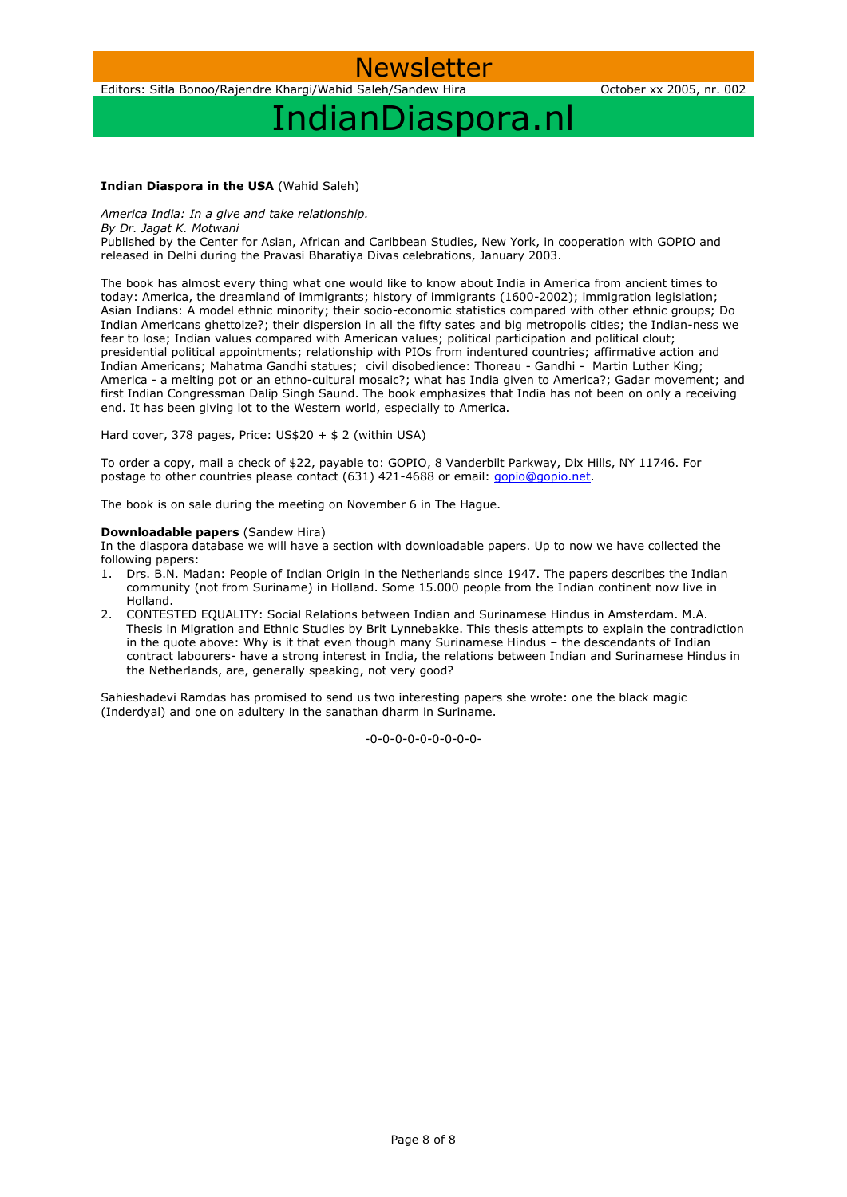# Newsletter

Editors: Sitla Bonoo/Rajendre Khargi/Wahid Saleh/Sandew Hira October xx 2005, nr. 002

# IndianDiaspora.nl

**Indian Diaspora in the USA** (Wahid Saleh)

*America India: In a give and take relationship.*
*By Dr. Jagat K. Motwani*
Published by the Center for Asian, African and Caribbean Studies, New York, in cooperation with GOPIO and released in Delhi during the Pravasi Bharatiya Divas celebrations, January 2003.

The book has almost every thing what one would like to know about India in America from ancient times to today: America, the dreamland of immigrants; history of immigrants (1600-2002); immigration legislation; Asian Indians: A model ethnic minority; their socio-economic statistics compared with other ethnic groups; Do Indian Americans ghettoize?; their dispersion in all the fifty sates and big metropolis cities; the Indian-ness we fear to lose; Indian values compared with American values; political participation and political clout; presidential political appointments; relationship with PIOs from indentured countries; affirmative action and Indian Americans; Mahatma Gandhi statues; civil disobedience: Thoreau - Gandhi - Martin Luther King; America - a melting pot or an ethno-cultural mosaic?; what has India given to America?; Gadar movement; and first Indian Congressman Dalip Singh Saund. The book emphasizes that India has not been on only a receiving end. It has been giving lot to the Western world, especially to America.

Hard cover, 378 pages, Price: US$20 + $ 2 (within USA)

To order a copy, mail a check of $22, payable to: GOPIO, 8 Vanderbilt Parkway, Dix Hills, NY 11746. For postage to other countries please contact (631) 421-4688 or email: gopio@gopio.net.

The book is on sale during the meeting on November 6 in The Hague.

**Downloadable papers** (Sandew Hira)
In the diaspora database we will have a section with downloadable papers. Up to now we have collected the following papers:

1. Drs. B.N. Madan: People of Indian Origin in the Netherlands since 1947. The papers describes the Indian community (not from Suriname) in Holland. Some 15.000 people from the Indian continent now live in Holland.
2. CONTESTED EQUALITY: Social Relations between Indian and Surinamese Hindus in Amsterdam. M.A. Thesis in Migration and Ethnic Studies by Brit Lynnebakke. This thesis attempts to explain the contradiction in the quote above: Why is it that even though many Surinamese Hindus – the descendants of Indian contract labourers- have a strong interest in India, the relations between Indian and Surinamese Hindus in the Netherlands, are, generally speaking, not very good?

Sahieshadevi Ramdas has promised to send us two interesting papers she wrote: one the black magic (Inderdyal) and one on adultery in the sanathan dharm in Suriname.

-0-0-0-0-0-0-0-0-0-